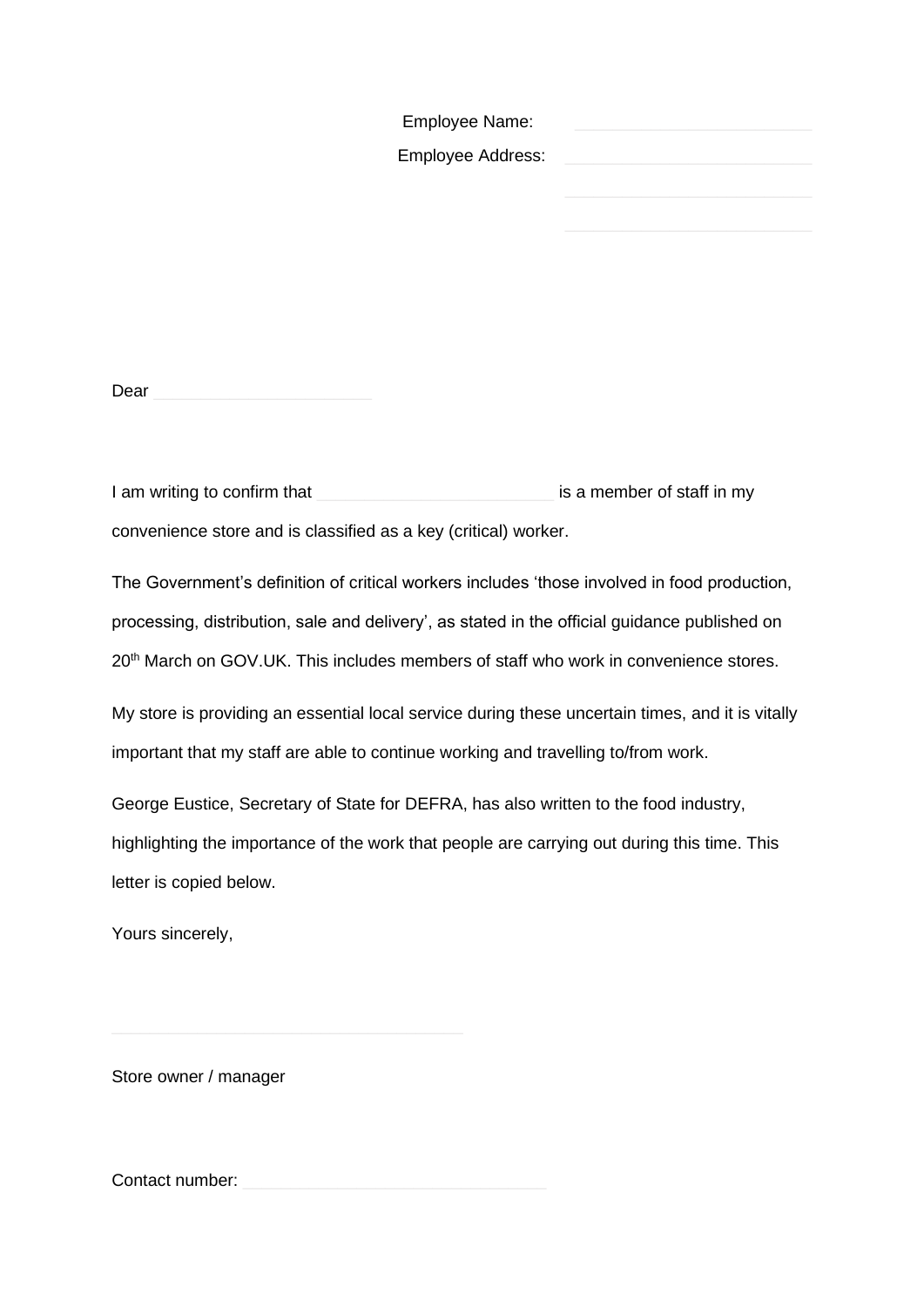Employee Name: \_\_\_\_\_\_\_\_\_\_\_\_\_\_\_\_\_\_\_\_

Employee Address: \_\_\_\_\_\_\_\_\_\_\_\_\_\_\_\_\_\_\_\_

\_\_\_\_\_\_\_\_\_\_\_\_\_\_\_\_\_\_\_\_

\_\_\_\_\_\_\_\_\_\_\_\_\_\_\_\_\_\_\_\_

Dear \_\_\_\_\_\_\_\_\_\_\_\_\_\_\_\_\_\_\_\_

I am writing to confirm that \_\_\_\_\_\_\_\_\_\_\_\_\_\_\_\_\_\_\_\_ is a member of staff in my convenience store and is classified as a key (critical) worker.

The Government's definition of critical workers includes 'those involved in food production, processing, distribution, sale and delivery', as stated in the official guidance published on 20th March on GOV.UK. This includes members of staff who work in convenience stores.

My store is providing an essential local service during these uncertain times, and it is vitally important that my staff are able to continue working and travelling to/from work.

George Eustice, Secretary of State for DEFRA, has also written to the food industry, highlighting the importance of the work that people are carrying out during this time. This letter is copied below.

Yours sincerely,

\_\_\_\_\_\_\_\_\_\_\_\_\_\_\_\_\_\_\_\_

Store owner / manager

Contact number: \_\_\_\_\_\_\_\_\_\_\_\_\_\_\_\_\_\_\_\_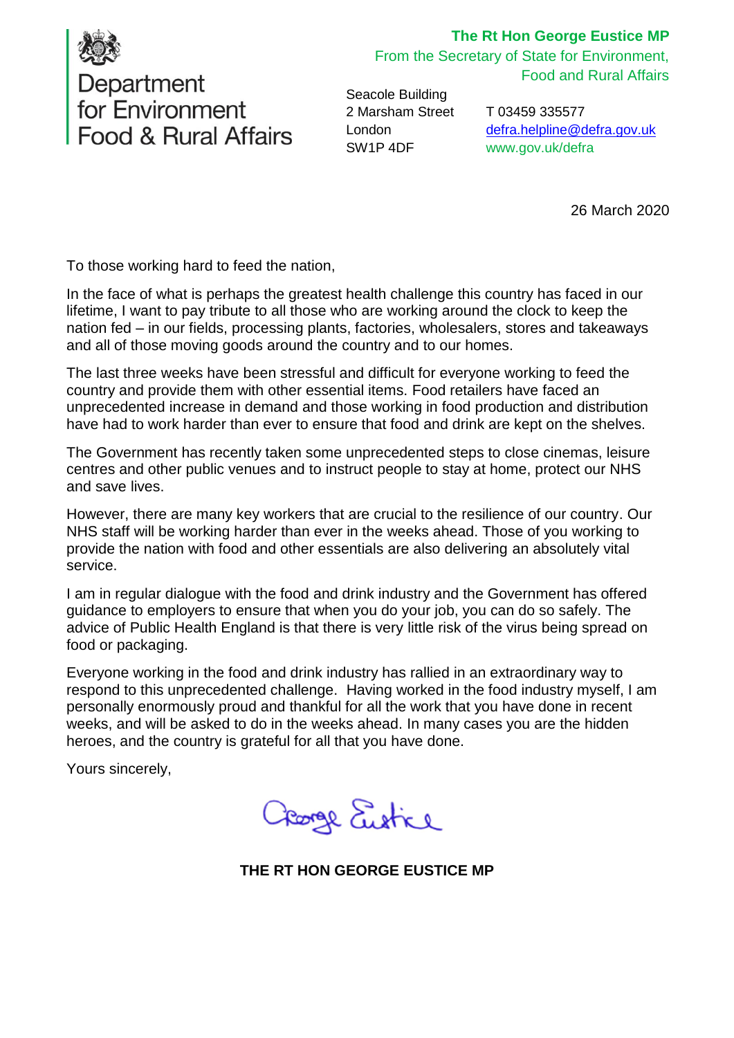Department for Environment Food & Rural Affairs

**The Rt Hon George Eustice MP**
From the Secretary of State for Environment, Food and Rural Affairs

Seacole Building
2 Marsham Street
London
SW1P 4DF

T 03459 335577
defra.helpline@defra.gov.uk
www.gov.uk/defra

26 March 2020

To those working hard to feed the nation,

In the face of what is perhaps the greatest health challenge this country has faced in our lifetime, I want to pay tribute to all those who are working around the clock to keep the nation fed – in our fields, processing plants, factories, wholesalers, stores and takeaways and all of those moving goods around the country and to our homes.

The last three weeks have been stressful and difficult for everyone working to feed the country and provide them with other essential items. Food retailers have faced an unprecedented increase in demand and those working in food production and distribution have had to work harder than ever to ensure that food and drink are kept on the shelves.

The Government has recently taken some unprecedented steps to close cinemas, leisure centres and other public venues and to instruct people to stay at home, protect our NHS and save lives.

However, there are many key workers that are crucial to the resilience of our country. Our NHS staff will be working harder than ever in the weeks ahead. Those of you working to provide the nation with food and other essentials are also delivering an absolutely vital service.

I am in regular dialogue with the food and drink industry and the Government has offered guidance to employers to ensure that when you do your job, you can do so safely. The advice of Public Health England is that there is very little risk of the virus being spread on food or packaging.

Everyone working in the food and drink industry has rallied in an extraordinary way to respond to this unprecedented challenge. Having worked in the food industry myself, I am personally enormously proud and thankful for all the work that you have done in recent weeks, and will be asked to do in the weeks ahead. In many cases you are the hidden heroes, and the country is grateful for all that you have done.

Yours sincerely,

George Eustice

**THE RT HON GEORGE EUSTICE MP**